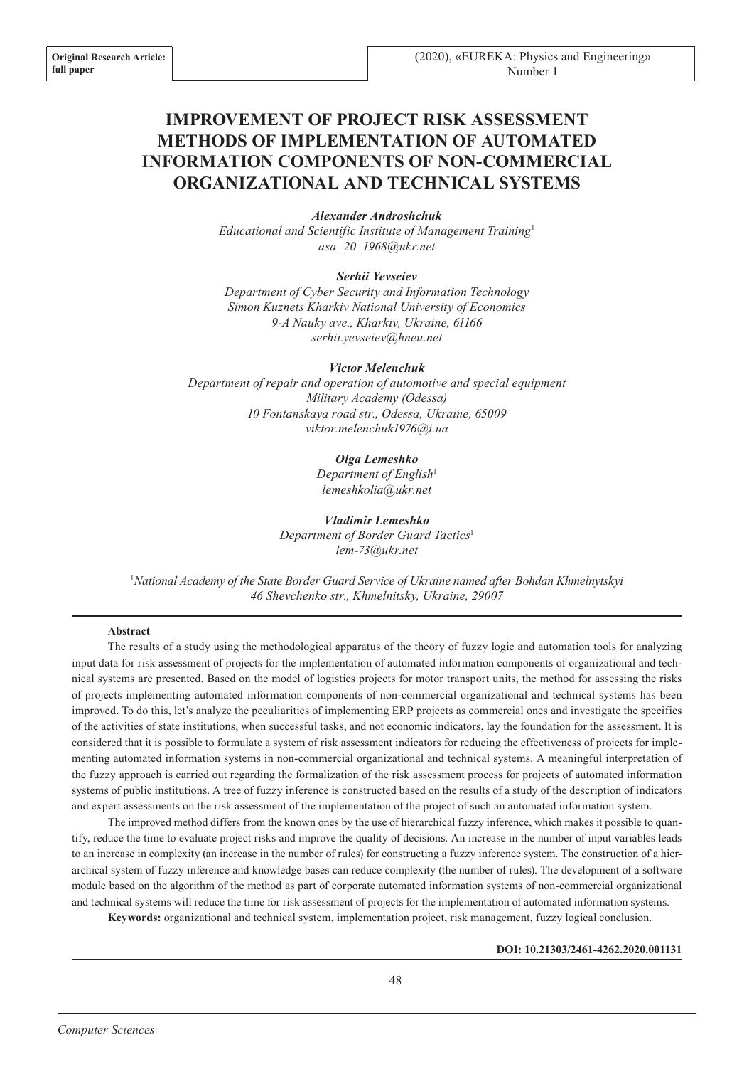Original Research Article: full paper

# IMPROVEMENT OF PROJECT RISK ASSESSMENT METHODS OF IMPLEMENTATION OF AUTOMATED INFORMATION COMPONENTS OF NON-COMMERCIAL ORGANIZATIONAL AND TECHNICAL SYSTEMS

***Alexander Androshchuk***
*Educational and Scientific Institute of Management Training*[1]
*asa_20_1968@ukr.net*

***Serhii Yevseiev***
*Department of Cyber Security and Information Technology*
*Simon Kuznets Kharkiv National University of Economics*
*9-A Nauky ave., Kharkiv, Ukraine, 61166*
*serhii.yevseiev@hneu.net*

***Victor Melenchuk***
*Department of repair and operation of automotive and special equipment*
*Military Academy (Odessa)*
*10 Fontanskaya road str., Odessa, Ukraine, 65009*
*viktor.melenchuk1976@i.ua*

***Olga Lemeshko***
*Department of English*[1]
*lemeshkolia@ukr.net*

***Vladimir Lemeshko***
*Department of Border Guard Tactics*[1]
*lem-73@ukr.net*

[1]*National Academy of the State Border Guard Service of Ukraine named after Bohdan Khmelnytskyi*
*46 Shevchenko str., Khmelnitsky, Ukraine, 29007*

**Abstract**

The results of a study using the methodological apparatus of the theory of fuzzy logic and automation tools for analyzing input data for risk assessment of projects for the implementation of automated information components of organizational and technical systems are presented. Based on the model of logistics projects for motor transport units, the method for assessing the risks of projects implementing automated information components of non-commercial organizational and technical systems has been improved. To do this, let's analyze the peculiarities of implementing ERP projects as commercial ones and investigate the specifics of the activities of state institutions, when successful tasks, and not economic indicators, lay the foundation for the assessment. It is considered that it is possible to formulate a system of risk assessment indicators for reducing the effectiveness of projects for implementing automated information systems in non-commercial organizational and technical systems. A meaningful interpretation of the fuzzy approach is carried out regarding the formalization of the risk assessment process for projects of automated information systems of public institutions. A tree of fuzzy inference is constructed based on the results of a study of the description of indicators and expert assessments on the risk assessment of the implementation of the project of such an automated information system.

The improved method differs from the known ones by the use of hierarchical fuzzy inference, which makes it possible to quantify, reduce the time to evaluate project risks and improve the quality of decisions. An increase in the number of input variables leads to an increase in complexity (an increase in the number of rules) for constructing a fuzzy inference system. The construction of a hierarchical system of fuzzy inference and knowledge bases can reduce complexity (the number of rules). The development of a software module based on the algorithm of the method as part of corporate automated information systems of non-commercial organizational and technical systems will reduce the time for risk assessment of projects for the implementation of automated information systems.

**Keywords:** organizational and technical system, implementation project, risk management, fuzzy logical conclusion.

**DOI: 10.21303/2461-4262.2020.001131**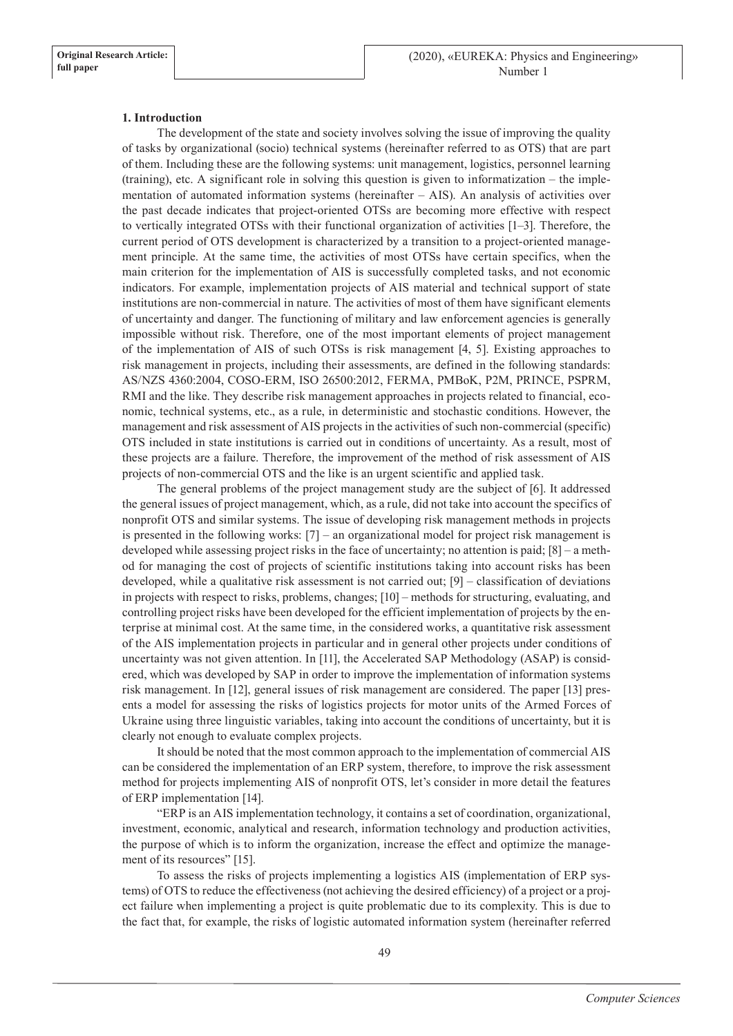## 1. Introduction

The development of the state and society involves solving the issue of improving the quality of tasks by organizational (socio) technical systems (hereinafter referred to as OTS) that are part of them. Including these are the following systems: unit management, logistics, personnel learning (training), etc. A significant role in solving this question is given to informatization – the implementation of automated information systems (hereinafter – AIS). An analysis of activities over the past decade indicates that project-oriented OTSs are becoming more effective with respect to vertically integrated OTSs with their functional organization of activities [1–3]. Therefore, the current period of OTS development is characterized by a transition to a project-oriented management principle. At the same time, the activities of most OTSs have certain specifics, when the main criterion for the implementation of AIS is successfully completed tasks, and not economic indicators. For example, implementation projects of AIS material and technical support of state institutions are non-commercial in nature. The activities of most of them have significant elements of uncertainty and danger. The functioning of military and law enforcement agencies is generally impossible without risk. Therefore, one of the most important elements of project management of the implementation of AIS of such OTSs is risk management [4, 5]. Existing approaches to risk management in projects, including their assessments, are defined in the following standards: AS/NZS 4360:2004, COSO-ERM, ISO 26500:2012, FERMA, PMBoK, P2M, PRINCE, PSPRM, RMI and the like. They describe risk management approaches in projects related to financial, economic, technical systems, etc., as a rule, in deterministic and stochastic conditions. However, the management and risk assessment of AIS projects in the activities of such non-commercial (specific) OTS included in state institutions is carried out in conditions of uncertainty. As a result, most of these projects are a failure. Therefore, the improvement of the method of risk assessment of AIS projects of non-commercial OTS and the like is an urgent scientific and applied task.

The general problems of the project management study are the subject of [6]. It addressed the general issues of project management, which, as a rule, did not take into account the specifics of nonprofit OTS and similar systems. The issue of developing risk management methods in projects is presented in the following works: [7] – an organizational model for project risk management is developed while assessing project risks in the face of uncertainty; no attention is paid; [8] – a method for managing the cost of projects of scientific institutions taking into account risks has been developed, while a qualitative risk assessment is not carried out; [9] – classification of deviations in projects with respect to risks, problems, changes; [10] – methods for structuring, evaluating, and controlling project risks have been developed for the efficient implementation of projects by the enterprise at minimal cost. At the same time, in the considered works, a quantitative risk assessment of the AIS implementation projects in particular and in general other projects under conditions of uncertainty was not given attention. In [11], the Accelerated SAP Methodology (ASAP) is considered, which was developed by SAP in order to improve the implementation of information systems risk management. In [12], general issues of risk management are considered. The paper [13] presents a model for assessing the risks of logistics projects for motor units of the Armed Forces of Ukraine using three linguistic variables, taking into account the conditions of uncertainty, but it is clearly not enough to evaluate complex projects.

It should be noted that the most common approach to the implementation of commercial AIS can be considered the implementation of an ERP system, therefore, to improve the risk assessment method for projects implementing AIS of nonprofit OTS, let's consider in more detail the features of ERP implementation [14].

"ERP is an AIS implementation technology, it contains a set of coordination, organizational, investment, economic, analytical and research, information technology and production activities, the purpose of which is to inform the organization, increase the effect and optimize the management of its resources" [15].

To assess the risks of projects implementing a logistics AIS (implementation of ERP systems) of OTS to reduce the effectiveness (not achieving the desired efficiency) of a project or a project failure when implementing a project is quite problematic due to its complexity. This is due to the fact that, for example, the risks of logistic automated information system (hereinafter referred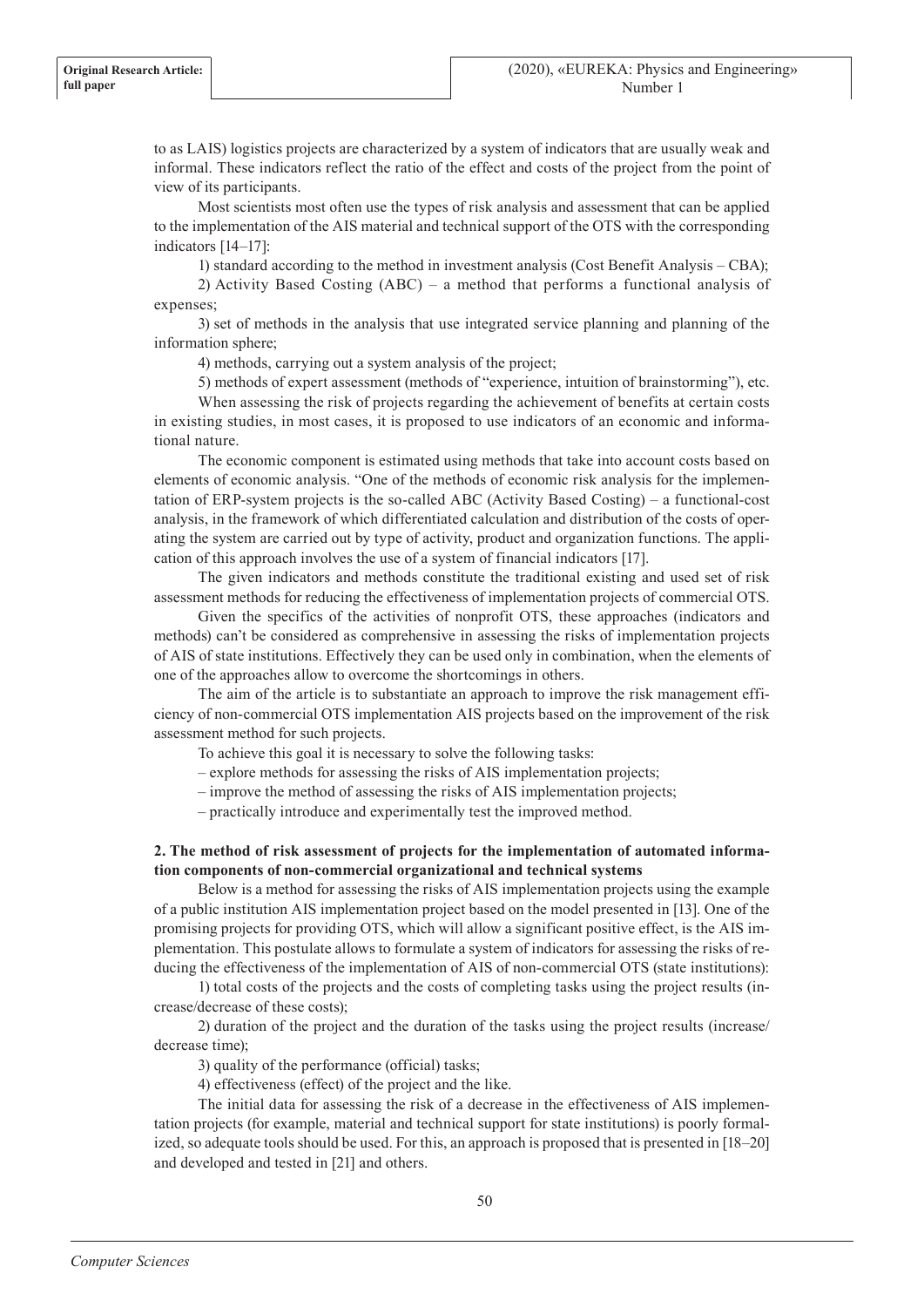to as LAIS) logistics projects are characterized by a system of indicators that are usually weak and informal. These indicators reflect the ratio of the effect and costs of the project from the point of view of its participants.

Most scientists most often use the types of risk analysis and assessment that can be applied to the implementation of the AIS material and technical support of the OTS with the corresponding indicators [14–17]:

1) standard according to the method in investment analysis (Cost Benefit Analysis – CBA);

2) Activity Based Costing (ABC) – a method that performs a functional analysis of expenses;

3) set of methods in the analysis that use integrated service planning and planning of the information sphere;

4) methods, carrying out a system analysis of the project;

5) methods of expert assessment (methods of "experience, intuition of brainstorming"), etc.

When assessing the risk of projects regarding the achievement of benefits at certain costs in existing studies, in most cases, it is proposed to use indicators of an economic and informational nature.

The economic component is estimated using methods that take into account costs based on elements of economic analysis. "One of the methods of economic risk analysis for the implementation of ERP-system projects is the so-called ABC (Activity Based Costing) – a functional-cost analysis, in the framework of which differentiated calculation and distribution of the costs of operating the system are carried out by type of activity, product and organization functions. The application of this approach involves the use of a system of financial indicators [17].

The given indicators and methods constitute the traditional existing and used set of risk assessment methods for reducing the effectiveness of implementation projects of commercial OTS.

Given the specifics of the activities of nonprofit OTS, these approaches (indicators and methods) can't be considered as comprehensive in assessing the risks of implementation projects of AIS of state institutions. Effectively they can be used only in combination, when the elements of one of the approaches allow to overcome the shortcomings in others.

The aim of the article is to substantiate an approach to improve the risk management efficiency of non-commercial OTS implementation AIS projects based on the improvement of the risk assessment method for such projects.

To achieve this goal it is necessary to solve the following tasks:

– explore methods for assessing the risks of AIS implementation projects;

– improve the method of assessing the risks of AIS implementation projects;

– practically introduce and experimentally test the improved method.

## 2. The method of risk assessment of projects for the implementation of automated information components of non-commercial organizational and technical systems

Below is a method for assessing the risks of AIS implementation projects using the example of a public institution AIS implementation project based on the model presented in [13]. One of the promising projects for providing OTS, which will allow a significant positive effect, is the AIS implementation. This postulate allows to formulate a system of indicators for assessing the risks of reducing the effectiveness of the implementation of AIS of non-commercial OTS (state institutions):

1) total costs of the projects and the costs of completing tasks using the project results (increase/decrease of these costs);

2) duration of the project and the duration of the tasks using the project results (increase/decrease time);

3) quality of the performance (official) tasks;

4) effectiveness (effect) of the project and the like.

The initial data for assessing the risk of a decrease in the effectiveness of AIS implementation projects (for example, material and technical support for state institutions) is poorly formalized, so adequate tools should be used. For this, an approach is proposed that is presented in [18–20] and developed and tested in [21] and others.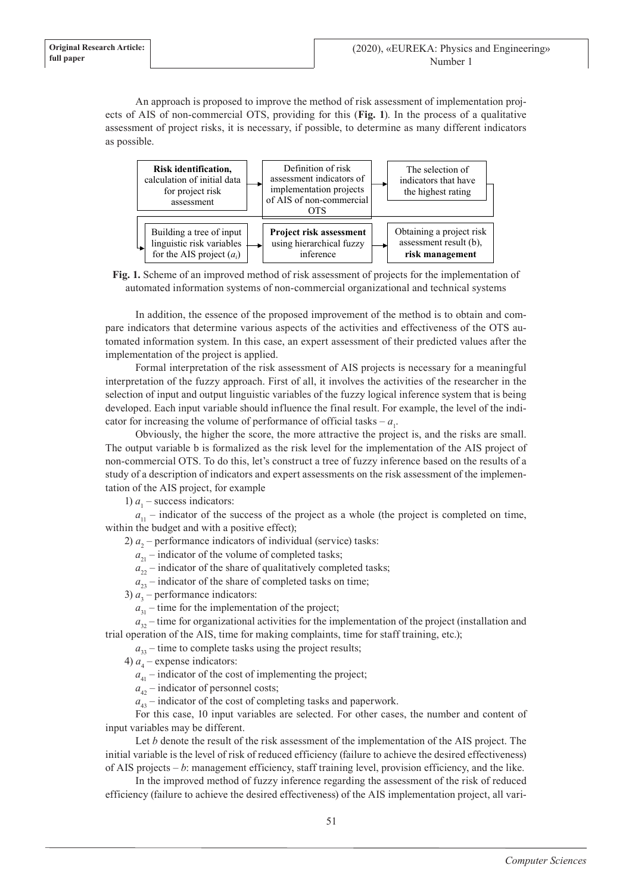An approach is proposed to improve the method of risk assessment of implementation projects of AIS of non-commercial OTS, providing for this (**Fig. 1**). In the process of a qualitative assessment of project risks, it is necessary, if possible, to determine as many different indicators as possible.

| **Risk identification,** calculation of initial data for project risk assessment | → | Definition of risk assessment indicators of implementation projects of AIS of non-commercial OTS | → | The selection of indicators that have the highest rating |
|---|---|---|---|---|
| Building a tree of input linguistic risk variables for the AIS project ($a_i$) | → | **Project risk assessment** using hierarchical fuzzy inference | → | Obtaining a project risk assessment result (b), **risk management** |

**Fig. 1.** Scheme of an improved method of risk assessment of projects for the implementation of automated information systems of non-commercial organizational and technical systems

In addition, the essence of the proposed improvement of the method is to obtain and compare indicators that determine various aspects of the activities and effectiveness of the OTS automated information system. In this case, an expert assessment of their predicted values after the implementation of the project is applied.

Formal interpretation of the risk assessment of AIS projects is necessary for a meaningful interpretation of the fuzzy approach. First of all, it involves the activities of the researcher in the selection of input and output linguistic variables of the fuzzy logical inference system that is being developed. Each input variable should influence the final result. For example, the level of the indicator for increasing the volume of performance of official tasks – $a_1$.

Obviously, the higher the score, the more attractive the project is, and the risks are small. The output variable b is formalized as the risk level for the implementation of the AIS project of non-commercial OTS. To do this, let's construct a tree of fuzzy inference based on the results of a study of a description of indicators and expert assessments on the risk assessment of the implementation of the AIS project, for example

1) $a_1$ – success indicators:

$a_{11}$ – indicator of the success of the project as a whole (the project is completed on time, within the budget and with a positive effect);

2) $a_2$ – performance indicators of individual (service) tasks:

$a_{21}$ – indicator of the volume of completed tasks;

$a_{22}$ – indicator of the share of qualitatively completed tasks;

$a_{23}$ – indicator of the share of completed tasks on time;

3) $a_3$ – performance indicators:

$a_{31}$ – time for the implementation of the project;

$a_{32}$ – time for organizational activities for the implementation of the project (installation and trial operation of the AIS, time for making complaints, time for staff training, etc.);

$a_{33}$ – time to complete tasks using the project results;

4) $a_4$ – expense indicators:

$a_{41}$ – indicator of the cost of implementing the project;

$a_{42}$ – indicator of personnel costs;

$a_{43}$ – indicator of the cost of completing tasks and paperwork.

For this case, 10 input variables are selected. For other cases, the number and content of input variables may be different.

Let *b* denote the result of the risk assessment of the implementation of the AIS project. The initial variable is the level of risk of reduced efficiency (failure to achieve the desired effectiveness) of AIS projects – *b*: management efficiency, staff training level, provision efficiency, and the like.

In the improved method of fuzzy inference regarding the assessment of the risk of reduced efficiency (failure to achieve the desired effectiveness) of the AIS implementation project, all vari-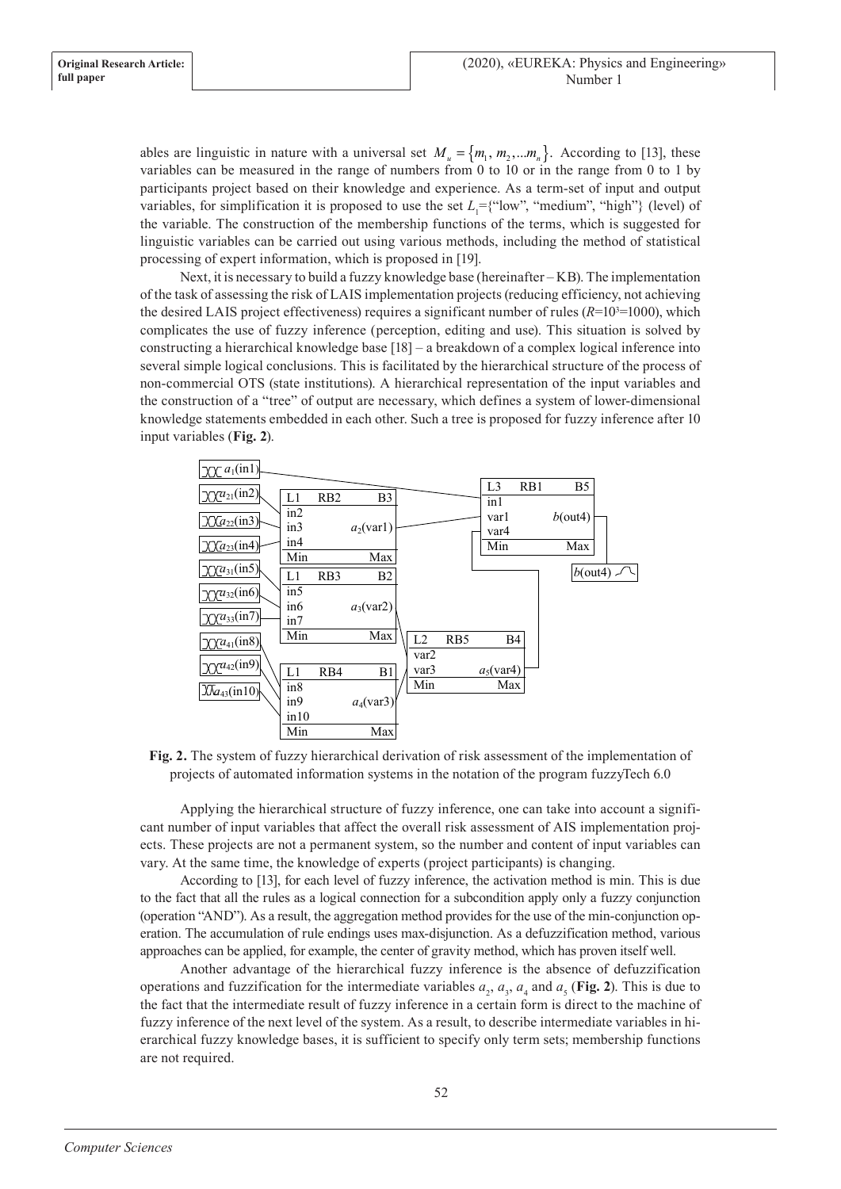ables are linguistic in nature with a universal set $M_u = \{m_1, m_2, ...m_n\}$. According to [13], these variables can be measured in the range of numbers from 0 to 10 or in the range from 0 to 1 by participants project based on their knowledge and experience. As a term-set of input and output variables, for simplification it is proposed to use the set $L_1$={"low", "medium", "high"} (level) of the variable. The construction of the membership functions of the terms, which is suggested for linguistic variables can be carried out using various methods, including the method of statistical processing of expert information, which is proposed in [19].

Next, it is necessary to build a fuzzy knowledge base (hereinafter – KB). The implementation of the task of assessing the risk of LAIS implementation projects (reducing efficiency, not achieving the desired LAIS project effectiveness) requires a significant number of rules ($R=10^3=1000$), which complicates the use of fuzzy inference (perception, editing and use). This situation is solved by constructing a hierarchical knowledge base [18] – a breakdown of a complex logical inference into several simple logical conclusions. This is facilitated by the hierarchical structure of the process of non-commercial OTS (state institutions). A hierarchical representation of the input variables and the construction of a "tree" of output are necessary, which defines a system of lower-dimensional knowledge statements embedded in each other. Such a tree is proposed for fuzzy inference after 10 input variables (**Fig. 2**).

**Fig. 2.** The system of fuzzy hierarchical derivation of risk assessment of the implementation of projects of automated information systems in the notation of the program fuzzyTech 6.0

Applying the hierarchical structure of fuzzy inference, one can take into account a significant number of input variables that affect the overall risk assessment of AIS implementation projects. These projects are not a permanent system, so the number and content of input variables can vary. At the same time, the knowledge of experts (project participants) is changing.

According to [13], for each level of fuzzy inference, the activation method is min. This is due to the fact that all the rules as a logical connection for a subcondition apply only a fuzzy conjunction (operation "AND"). As a result, the aggregation method provides for the use of the min-conjunction operation. The accumulation of rule endings uses max-disjunction. As a defuzzification method, various approaches can be applied, for example, the center of gravity method, which has proven itself well.

Another advantage of the hierarchical fuzzy inference is the absence of defuzzification operations and fuzzification for the intermediate variables $a_2$, $a_3$, $a_4$ and $a_5$ (**Fig. 2**). This is due to the fact that the intermediate result of fuzzy inference in a certain form is direct to the machine of fuzzy inference of the next level of the system. As a result, to describe intermediate variables in hierarchical fuzzy knowledge bases, it is sufficient to specify only term sets; membership functions are not required.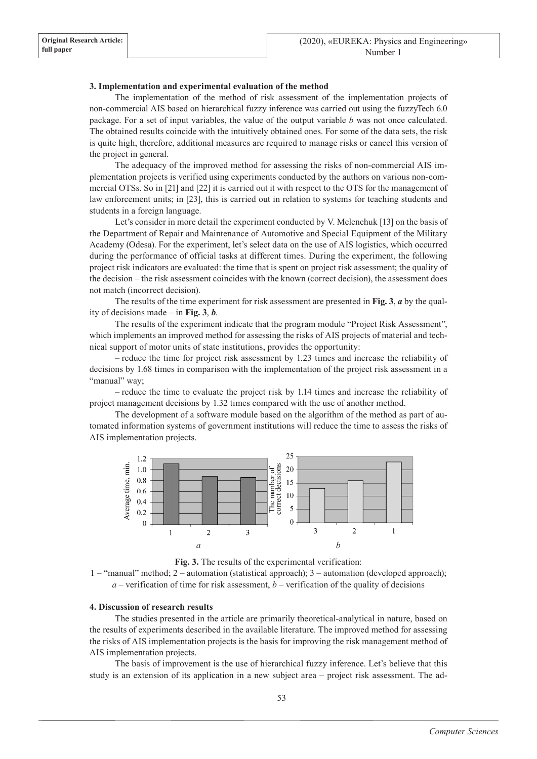### 3. Implementation and experimental evaluation of the method

The implementation of the method of risk assessment of the implementation projects of non-commercial AIS based on hierarchical fuzzy inference was carried out using the fuzzyTech 6.0 package. For a set of input variables, the value of the output variable $b$ was not once calculated. The obtained results coincide with the intuitively obtained ones. For some of the data sets, the risk is quite high, therefore, additional measures are required to manage risks or cancel this version of the project in general.

The adequacy of the improved method for assessing the risks of non-commercial AIS implementation projects is verified using experiments conducted by the authors on various non-commercial OTSs. So in [21] and [22] it is carried out it with respect to the OTS for the management of law enforcement units; in [23], this is carried out in relation to systems for teaching students and students in a foreign language.

Let's consider in more detail the experiment conducted by V. Melenchuk [13] on the basis of the Department of Repair and Maintenance of Automotive and Special Equipment of the Military Academy (Odesa). For the experiment, let's select data on the use of AIS logistics, which occurred during the performance of official tasks at different times. During the experiment, the following project risk indicators are evaluated: the time that is spent on project risk assessment; the quality of the decision – the risk assessment coincides with the known (correct decision), the assessment does not match (incorrect decision).

The results of the time experiment for risk assessment are presented in **Fig. 3**, ***a*** by the quality of decisions made – in **Fig. 3**, ***b***.

The results of the experiment indicate that the program module "Project Risk Assessment", which implements an improved method for assessing the risks of AIS projects of material and technical support of motor units of state institutions, provides the opportunity:

– reduce the time for project risk assessment by 1.23 times and increase the reliability of decisions by 1.68 times in comparison with the implementation of the project risk assessment in a "manual" way;

– reduce the time to evaluate the project risk by 1.14 times and increase the reliability of project management decisions by 1.32 times compared with the use of another method.

The development of a software module based on the algorithm of the method as part of automated information systems of government institutions will reduce the time to assess the risks of AIS implementation projects.

**Fig. 3.** The results of the experimental verification:
1 – "manual" method; 2 – automation (statistical approach); 3 – automation (developed approach);
*a* – verification of time for risk assessment, *b* – verification of the quality of decisions

### 4. Discussion of research results

The studies presented in the article are primarily theoretical-analytical in nature, based on the results of experiments described in the available literature. The improved method for assessing the risks of AIS implementation projects is the basis for improving the risk management method of AIS implementation projects.

The basis of improvement is the use of hierarchical fuzzy inference. Let's believe that this study is an extension of its application in a new subject area – project risk assessment. The ad-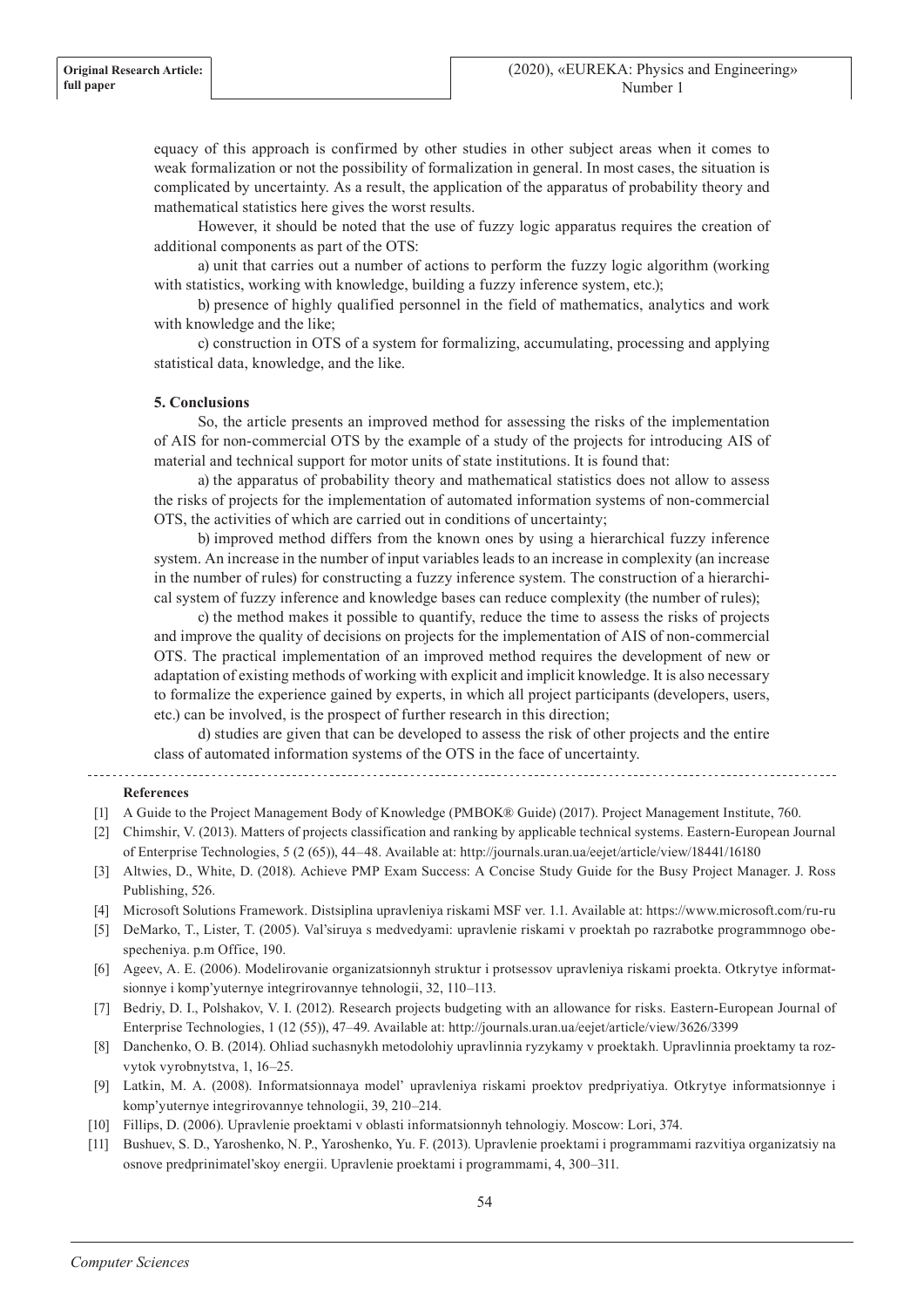equacy of this approach is confirmed by other studies in other subject areas when it comes to weak formalization or not the possibility of formalization in general. In most cases, the situation is complicated by uncertainty. As a result, the application of the apparatus of probability theory and mathematical statistics here gives the worst results.

However, it should be noted that the use of fuzzy logic apparatus requires the creation of additional components as part of the OTS:

a) unit that carries out a number of actions to perform the fuzzy logic algorithm (working with statistics, working with knowledge, building a fuzzy inference system, etc.);

b) presence of highly qualified personnel in the field of mathematics, analytics and work with knowledge and the like;

c) construction in OTS of a system for formalizing, accumulating, processing and applying statistical data, knowledge, and the like.

## 5. Conclusions

So, the article presents an improved method for assessing the risks of the implementation of AIS for non-commercial OTS by the example of a study of the projects for introducing AIS of material and technical support for motor units of state institutions. It is found that:

a) the apparatus of probability theory and mathematical statistics does not allow to assess the risks of projects for the implementation of automated information systems of non-commercial OTS, the activities of which are carried out in conditions of uncertainty;

b) improved method differs from the known ones by using a hierarchical fuzzy inference system. An increase in the number of input variables leads to an increase in complexity (an increase in the number of rules) for constructing a fuzzy inference system. The construction of a hierarchical system of fuzzy inference and knowledge bases can reduce complexity (the number of rules);

c) the method makes it possible to quantify, reduce the time to assess the risks of projects and improve the quality of decisions on projects for the implementation of AIS of non-commercial OTS. The practical implementation of an improved method requires the development of new or adaptation of existing methods of working with explicit and implicit knowledge. It is also necessary to formalize the experience gained by experts, in which all project participants (developers, users, etc.) can be involved, is the prospect of further research in this direction;

d) studies are given that can be developed to assess the risk of other projects and the entire class of automated information systems of the OTS in the face of uncertainty.

### References

[1] A Guide to the Project Management Body of Knowledge (PMBOK® Guide) (2017). Project Management Institute, 760.

[2] Chimshir, V. (2013). Matters of projects classification and ranking by applicable technical systems. Eastern-European Journal of Enterprise Technologies, 5 (2 (65)), 44–48. Available at: http://journals.uran.ua/eejet/article/view/18441/16180

[3] Altwies, D., White, D. (2018). Achieve PMP Exam Success: A Concise Study Guide for the Busy Project Manager. J. Ross Publishing, 526.

[4] Microsoft Solutions Framework. Distsiplina upravleniya riskami MSF ver. 1.1. Available at: https://www.microsoft.com/ru-ru

[5] DeMarko, T., Lister, T. (2005). Val'siruya s medvedyami: upravlenie riskami v proektah po razrabotke programmnogo obespecheniya. p.m Office, 190.

[6] Ageev, A. E. (2006). Modelirovanie organizatsionnyh struktur i protsessov upravleniya riskami proekta. Otkrytye informatsionnye i komp'yuternye integrirovannye tehnologii, 32, 110–113.

[7] Bedriy, D. I., Polshakov, V. I. (2012). Research projects budgeting with an allowance for risks. Eastern-European Journal of Enterprise Technologies, 1 (12 (55)), 47–49. Available at: http://journals.uran.ua/eejet/article/view/3626/3399

[8] Danchenko, O. B. (2014). Ohliad suchasnykh metodolohiy upravlinnia ryzykamy v proektakh. Upravlinnia proektamy ta rozvytok vyrobnytstva, 1, 16–25.

[9] Latkin, M. A. (2008). Informatsionnaya model' upravleniya riskami proektov predpriyatiya. Otkrytye informatsionnye i komp'yuternye integrirovannye tehnologii, 39, 210–214.

[10] Fillips, D. (2006). Upravlenie proektami v oblasti informatsionnyh tehnologiy. Moscow: Lori, 374.

[11] Bushuev, S. D., Yaroshenko, N. P., Yaroshenko, Yu. F. (2013). Upravlenie proektami i programmami razvitiya organizatsiy na osnove predprinimatel'skoy energii. Upravlenie proektami i programmami, 4, 300–311.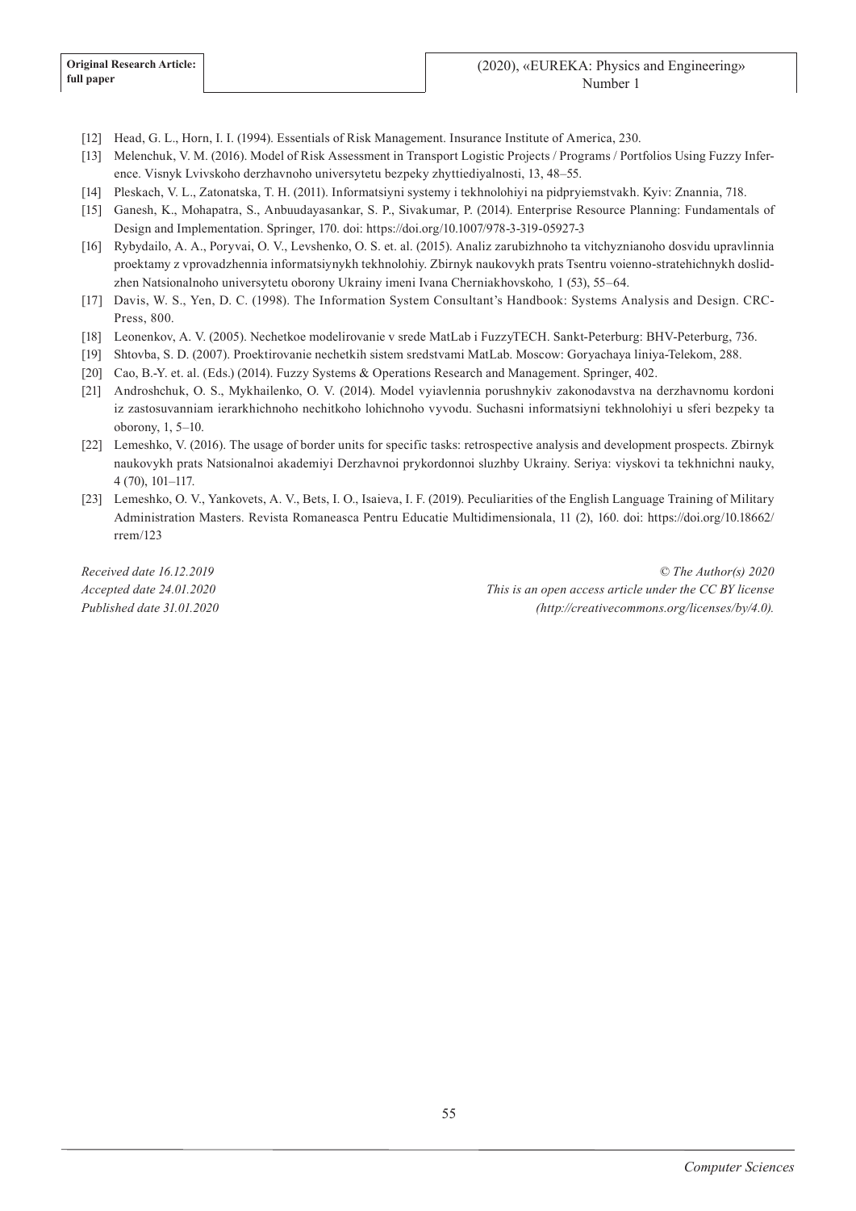[12] Head, G. L., Horn, I. I. (1994). Essentials of Risk Management. Insurance Institute of America, 230.

[13] Melenchuk, V. M. (2016). Model of Risk Assessment in Transport Logistic Projects / Programs / Portfolios Using Fuzzy Inference. Visnyk Lvivskoho derzhavnoho universytetu bezpeky zhyttiediyalnosti, 13, 48–55.

[14] Pleskach, V. L., Zatonatska, T. H. (2011). Informatsiyni systemy i tekhnolohiyi na pidpryiemstvakh. Kyiv: Znannia, 718.

[15] Ganesh, K., Mohapatra, S., Anbuudayasankar, S. P., Sivakumar, P. (2014). Enterprise Resource Planning: Fundamentals of Design and Implementation. Springer, 170. doi: https://doi.org/10.1007/978-3-319-05927-3

[16] Rybydailo, A. A., Poryvai, O. V., Levshenko, O. S. et. al. (2015). Analiz zarubizhnoho ta vitchyznianoho dosvidu upravlinnia proektamy z vprovadzhennia informatsiynykh tekhnolohiy. Zbirnyk naukovykh prats Tsentru voienno-stratehichnykh doslidzhen Natsionalnoho universytetu oborony Ukrainy imeni Ivana Cherniakhovskoho, 1 (53), 55–64.

[17] Davis, W. S., Yen, D. C. (1998). The Information System Consultant's Handbook: Systems Analysis and Design. CRC-Press, 800.

[18] Leonenkov, A. V. (2005). Nechetkoe modelirovanie v srede MatLab i FuzzyTECH. Sankt-Peterburg: BHV-Peterburg, 736.

[19] Shtovba, S. D. (2007). Proektirovanie nechetkih sistem sredstvami MatLab. Moscow: Goryachaya liniya-Telekom, 288.

[20] Cao, B.-Y. et. al. (Eds.) (2014). Fuzzy Systems & Operations Research and Management. Springer, 402.

[21] Androshchuk, O. S., Mykhailenko, O. V. (2014). Model vyiavlennia porushnykiv zakonodavstva na derzhavnomu kordoni iz zastosuvanniam ierarkhichnoho nechitkoho lohichnoho vyvodu. Suchasni informatsiyni tekhnolohiyi u sferi bezpeky ta oborony, 1, 5–10.

[22] Lemeshko, V. (2016). The usage of border units for specific tasks: retrospective analysis and development prospects. Zbirnyk naukovykh prats Natsionalnoi akademiyi Derzhavnoi prykordonnoi sluzhby Ukrainy. Seriya: viyskovi ta tekhnichni nauky, 4 (70), 101–117.

[23] Lemeshko, O. V., Yankovets, A. V., Bets, I. O., Isaieva, I. F. (2019). Peculiarities of the English Language Training of Military Administration Masters. Revista Romaneasca Pentru Educatie Multidimensionala, 11 (2), 160. doi: https://doi.org/10.18662/rrem/123

*Received date 16.12.2019*
*Accepted date 24.01.2020*
*Published date 31.01.2020*

*© The Author(s) 2020*
*This is an open access article under the CC BY license (http://creativecommons.org/licenses/by/4.0).*